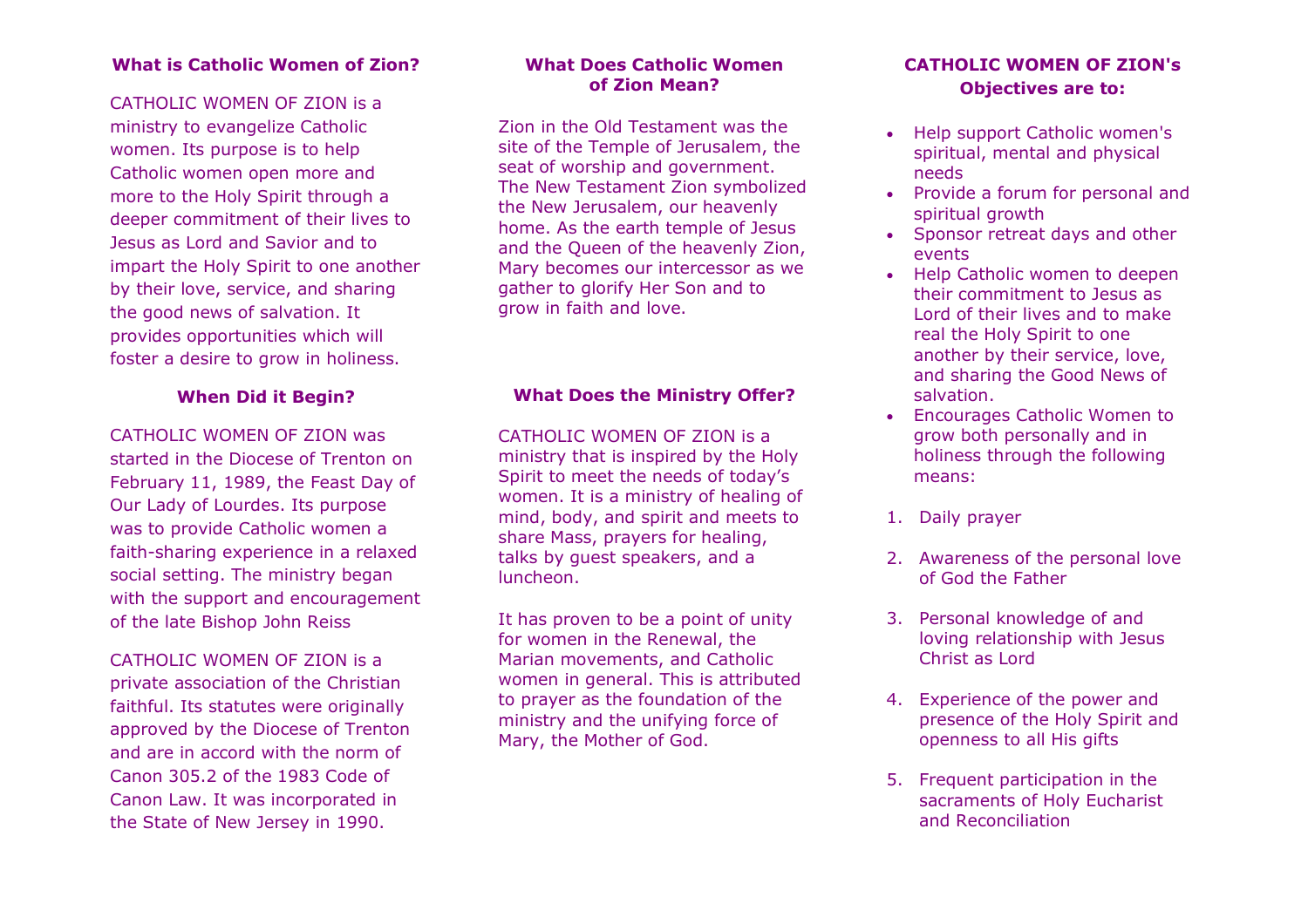## What is Catholic Women of Zion?

CATHOLIC WOMEN OF ZION is a ministry to evangelize Catholic women. Its purpose is to help Catholic women open more and more to the Holy Spirit through a deeper commitment of their lives to Jesus as Lord and Savior and to impart the Holy Spirit to one another by their love, service, and sharing the good news of salvation. It provides opportunities which will foster a desire to grow in holiness.

## When Did it Begin?

CATHOLIC WOMEN OF ZION was started in the Diocese of Trenton on February 11, 1989, the Feast Day of Our Lady of Lourdes. Its purpose was to provide Catholic women a faith-sharing experience in a relaxed social setting. The ministry began with the support and encouragement of the late Bishop John Reiss

CATHOLIC WOMEN OF ZION is a private association of the Christian faithful. Its statutes were originally approved by the Diocese of Trenton and are in accord with the norm of Canon 305.2 of the 1983 Code of Canon Law. It was incorporated in the State of New Jersey in 1990.

## What Does Catholic Women of Zion Mean?

Zion in the Old Testament was the site of the Temple of Jerusalem, the seat of worship and government. The New Testament Zion symbolized the New Jerusalem, our heavenly home. As the earth temple of Jesus and the Queen of the heavenly Zion, Mary becomes our intercessor as we gather to glorify Her Son and to grow in faith and love.

## What Does the Ministry Offer?

CATHOLIC WOMEN OF ZION is a ministry that is inspired by the Holy Spirit to meet the needs of today's women. It is a ministry of healing of mind, body, and spirit and meets to share Mass, prayers for healing, talks by guest speakers, and a luncheon.

It has proven to be a point of unity for women in the Renewal, the Marian movements, and Catholic women in general. This is attributed to prayer as the foundation of the ministry and the unifying force of Mary, the Mother of God.

## CATHOLIC WOMEN OF ZION's Objectives are to:

- Help support Catholic women's spiritual, mental and physical needs
- Provide a forum for personal and spiritual growth
- Sponsor retreat days and other events
- Help Catholic women to deepen their commitment to Jesus as Lord of their lives and to make real the Holy Spirit to one another by their service, love, and sharing the Good News of salvation.
- Encourages Catholic Women to grow both personally and in holiness through the following means:

1. Daily prayer
2. Awareness of the personal love of God the Father
3. Personal knowledge of and loving relationship with Jesus Christ as Lord
4. Experience of the power and presence of the Holy Spirit and openness to all His gifts
5. Frequent participation in the sacraments of Holy Eucharist and Reconciliation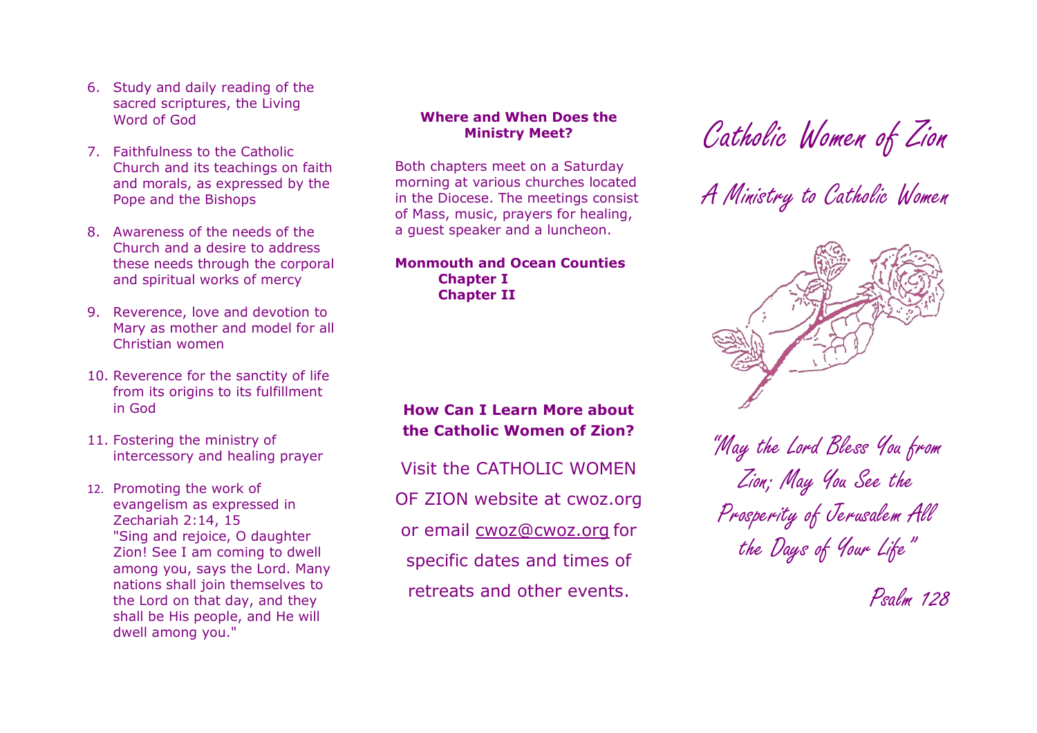6. Study and daily reading of the sacred scriptures, the Living Word of God
7. Faithfulness to the Catholic Church and its teachings on faith and morals, as expressed by the Pope and the Bishops
8. Awareness of the needs of the Church and a desire to address these needs through the corporal and spiritual works of mercy
9. Reverence, love and devotion to Mary as mother and model for all Christian women
10. Reverence for the sanctity of life from its origins to its fulfillment in God
11. Fostering the ministry of intercessory and healing prayer
12. Promoting the work of evangelism as expressed in Zechariah 2:14, 15 "Sing and rejoice, O daughter Zion! See I am coming to dwell among you, says the Lord. Many nations shall join themselves to the Lord on that day, and they shall be His people, and He will dwell among you."

### Where and When Does the Ministry Meet?

Both chapters meet on a Saturday morning at various churches located in the Diocese. The meetings consist of Mass, music, prayers for healing, a guest speaker and a luncheon.

**Monmouth and Ocean Counties**
**Chapter I**
**Chapter II**

### How Can I Learn More about the Catholic Women of Zion?

Visit the CATHOLIC WOMEN OF ZION website at cwoz.org or email cwoz@cwoz.org for specific dates and times of retreats and other events.

# Catholic Women of Zion

## A Ministry to Catholic Women

"May the Lord Bless You from Zion; May You See the Prosperity of Jerusalem All the Days of Your Life"

Psalm 128